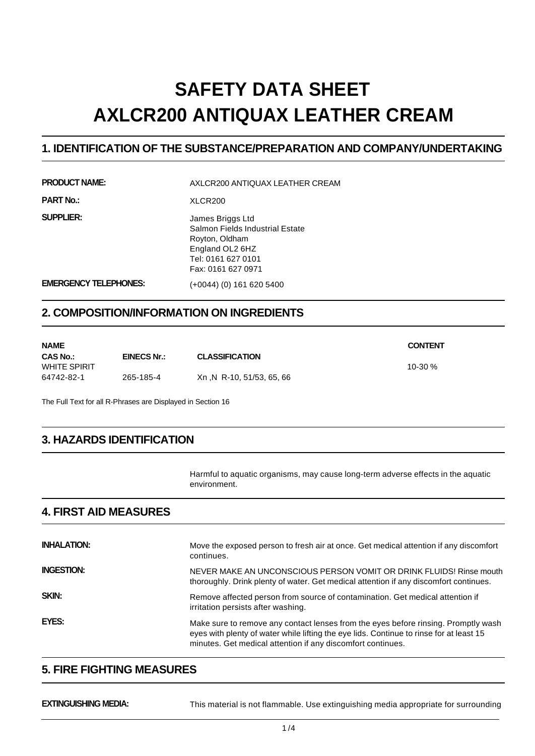# SAFETY DATA SHEET
# AXLCR200 ANTIQUAX LEATHER CREAM

## 1. IDENTIFICATION OF THE SUBSTANCE/PREPARATION AND COMPANY/UNDERTAKING

**PRODUCT NAME:** AXLCR200 ANTIQUAX LEATHER CREAM

**PART No.:** XLCR200

**SUPPLIER:**
James Briggs Ltd
Salmon Fields Industrial Estate
Royton, Oldham
England OL2 6HZ
Tel: 0161 627 0101
Fax: 0161 627 0971

**EMERGENCY TELEPHONES:** (+0044) (0) 161 620 5400

## 2. COMPOSITION/INFORMATION ON INGREDIENTS

| NAME<br>CAS No.: | EINECS Nr.: | CLASSIFICATION | CONTENT |
|---|---|---|---|
| WHITE SPIRIT<br>64742-82-1 | 265-185-4 | Xn ,N R-10, 51/53, 65, 66 | 10-30 % |

The Full Text for all R-Phrases are Displayed in Section 16

## 3. HAZARDS IDENTIFICATION

Harmful to aquatic organisms, may cause long-term adverse effects in the aquatic environment.

## 4. FIRST AID MEASURES

**INHALATION:** Move the exposed person to fresh air at once. Get medical attention if any discomfort continues.

**INGESTION:** NEVER MAKE AN UNCONSCIOUS PERSON VOMIT OR DRINK FLUIDS! Rinse mouth thoroughly. Drink plenty of water. Get medical attention if any discomfort continues.

**SKIN:** Remove affected person from source of contamination. Get medical attention if irritation persists after washing.

**EYES:** Make sure to remove any contact lenses from the eyes before rinsing. Promptly wash eyes with plenty of water while lifting the eye lids. Continue to rinse for at least 15 minutes. Get medical attention if any discomfort continues.

## 5. FIRE FIGHTING MEASURES

**EXTINGUISHING MEDIA:** This material is not flammable. Use extinguishing media appropriate for surrounding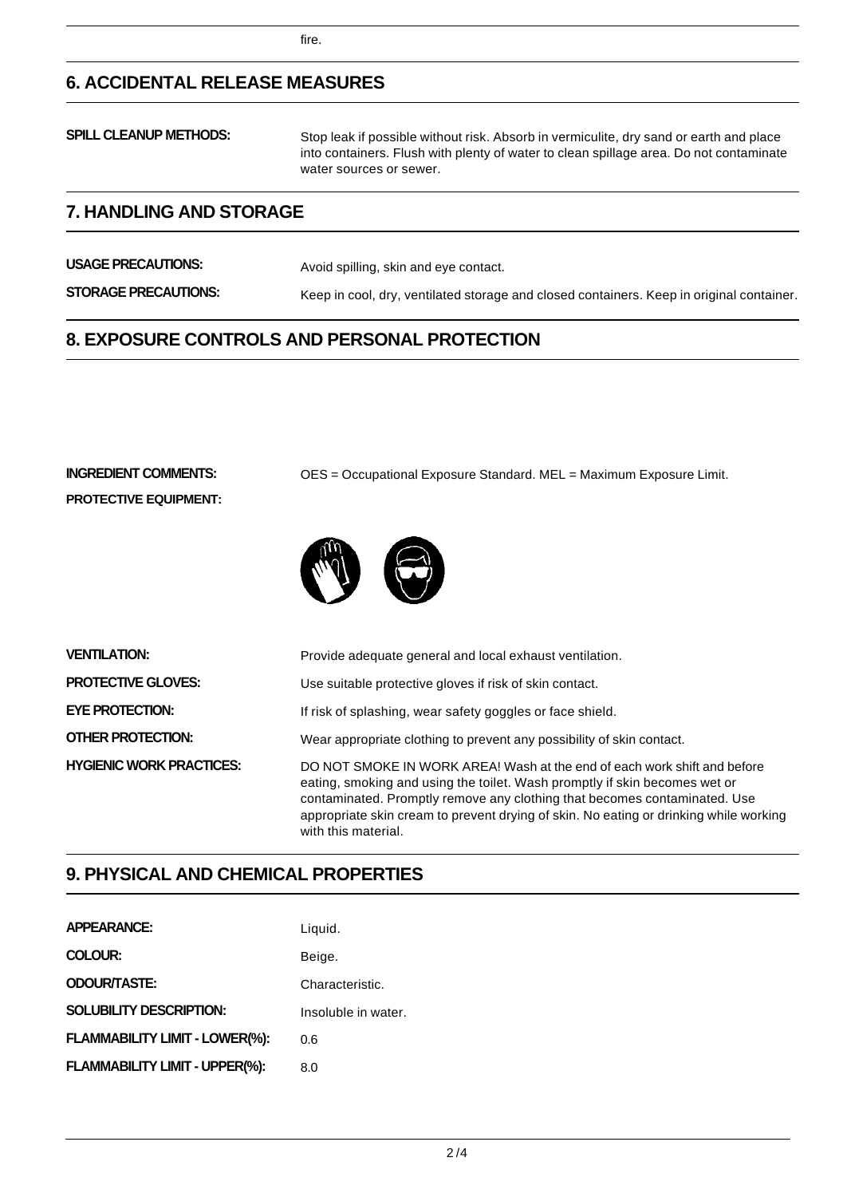fire.

## 6. ACCIDENTAL RELEASE MEASURES

**SPILL CLEANUP METHODS:** Stop leak if possible without risk. Absorb in vermiculite, dry sand or earth and place into containers. Flush with plenty of water to clean spillage area. Do not contaminate water sources or sewer.

## 7. HANDLING AND STORAGE

**USAGE PRECAUTIONS:** Avoid spilling, skin and eye contact.

**STORAGE PRECAUTIONS:** Keep in cool, dry, ventilated storage and closed containers. Keep in original container.

## 8. EXPOSURE CONTROLS AND PERSONAL PROTECTION

**INGREDIENT COMMENTS:** OES = Occupational Exposure Standard. MEL = Maximum Exposure Limit.

**PROTECTIVE EQUIPMENT:**

**VENTILATION:** Provide adequate general and local exhaust ventilation.

**PROTECTIVE GLOVES:** Use suitable protective gloves if risk of skin contact.

**EYE PROTECTION:** If risk of splashing, wear safety goggles or face shield.

**OTHER PROTECTION:** Wear appropriate clothing to prevent any possibility of skin contact.

**HYGIENIC WORK PRACTICES:** DO NOT SMOKE IN WORK AREA! Wash at the end of each work shift and before eating, smoking and using the toilet. Wash promptly if skin becomes wet or contaminated. Promptly remove any clothing that becomes contaminated. Use appropriate skin cream to prevent drying of skin. No eating or drinking while working with this material.

## 9. PHYSICAL AND CHEMICAL PROPERTIES

**APPEARANCE:** Liquid.

**COLOUR:** Beige.

**ODOUR/TASTE:** Characteristic.

**SOLUBILITY DESCRIPTION:** Insoluble in water.

**FLAMMABILITY LIMIT - LOWER(%):** 0.6

**FLAMMABILITY LIMIT - UPPER(%):** 8.0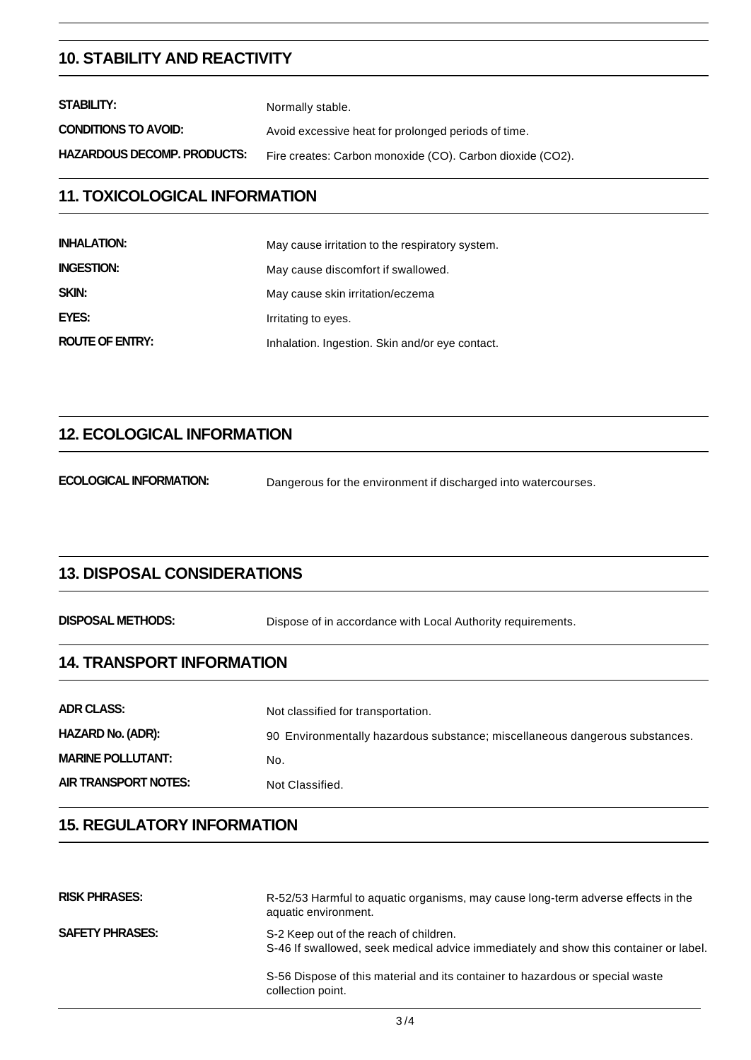## 10. STABILITY AND REACTIVITY

| | |
|---|---|
| **STABILITY:** | Normally stable. |
| **CONDITIONS TO AVOID:** | Avoid excessive heat for prolonged periods of time. |
| **HAZARDOUS DECOMP. PRODUCTS:** | Fire creates: Carbon monoxide (CO). Carbon dioxide ($CO_2$). |

## 11. TOXICOLOGICAL INFORMATION

| | |
|---|---|
| **INHALATION:** | May cause irritation to the respiratory system. |
| **INGESTION:** | May cause discomfort if swallowed. |
| **SKIN:** | May cause skin irritation/eczema |
| **EYES:** | Irritating to eyes. |
| **ROUTE OF ENTRY:** | Inhalation. Ingestion. Skin and/or eye contact. |

## 12. ECOLOGICAL INFORMATION

| | |
|---|---|
| **ECOLOGICAL INFORMATION:** | Dangerous for the environment if discharged into watercourses. |

## 13. DISPOSAL CONSIDERATIONS

| | |
|---|---|
| **DISPOSAL METHODS:** | Dispose of in accordance with Local Authority requirements. |

## 14. TRANSPORT INFORMATION

| | |
|---|---|
| **ADR CLASS:** | Not classified for transportation. |
| **HAZARD No. (ADR):** | 90 Environmentally hazardous substance; miscellaneous dangerous substances. |
| **MARINE POLLUTANT:** | No. |
| **AIR TRANSPORT NOTES:** | Not Classified. |

## 15. REGULATORY INFORMATION

| | |
|---|---|
| **RISK PHRASES:** | R-52/53 Harmful to aquatic organisms, may cause long-term adverse effects in the aquatic environment. |
| **SAFETY PHRASES:** | S-2 Keep out of the reach of children.<br>S-46 If swallowed, seek medical advice immediately and show this container or label.<br>S-56 Dispose of this material and its container to hazardous or special waste collection point. |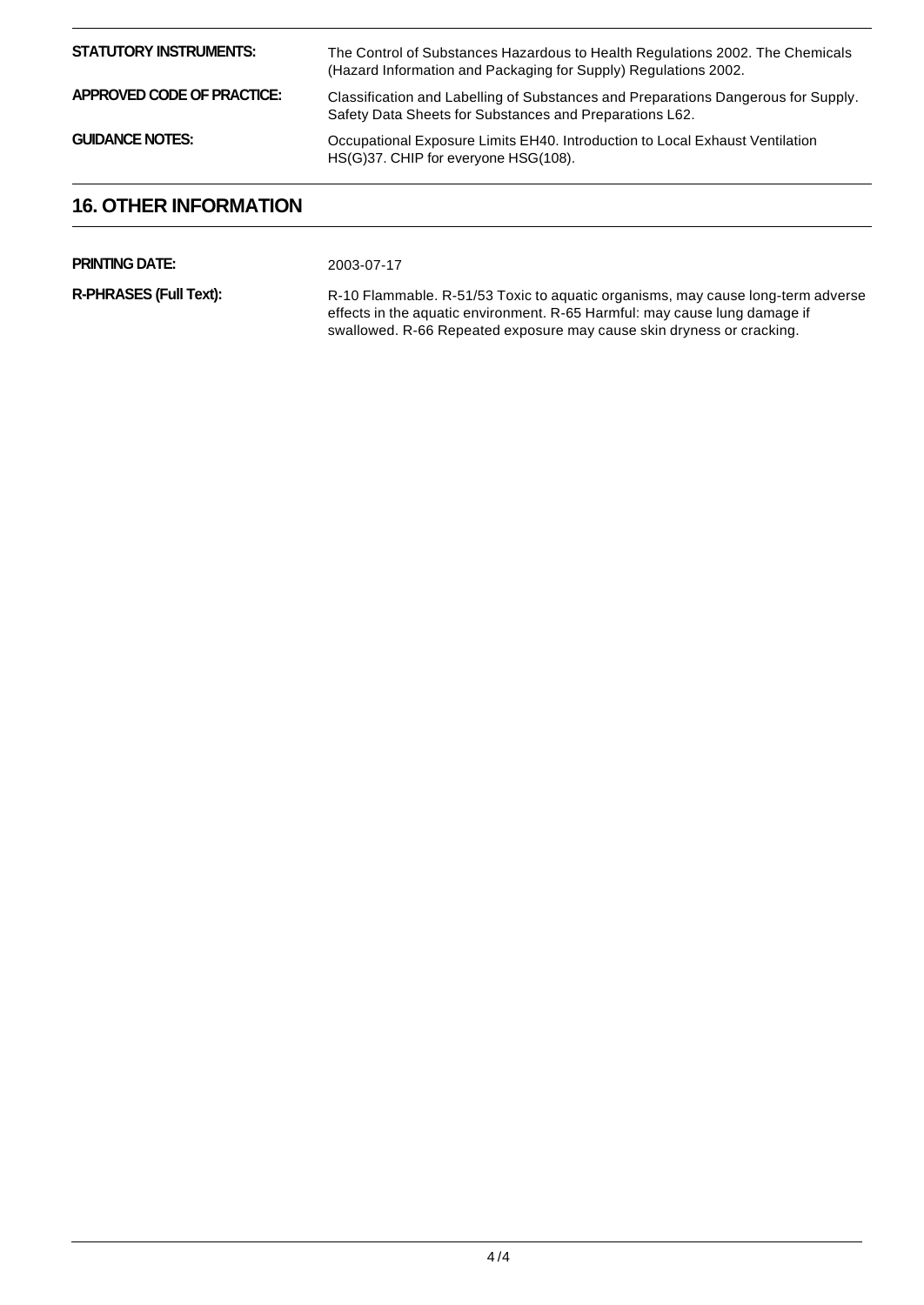**STATUTORY INSTRUMENTS:** The Control of Substances Hazardous to Health Regulations 2002. The Chemicals (Hazard Information and Packaging for Supply) Regulations 2002.

**APPROVED CODE OF PRACTICE:** Classification and Labelling of Substances and Preparations Dangerous for Supply. Safety Data Sheets for Substances and Preparations L62.

**GUIDANCE NOTES:** Occupational Exposure Limits EH40. Introduction to Local Exhaust Ventilation HS(G)37. CHIP for everyone HSG(108).

## 16. OTHER INFORMATION

**PRINTING DATE:** 2003-07-17

**R-PHRASES (Full Text):** R-10 Flammable. R-51/53 Toxic to aquatic organisms, may cause long-term adverse effects in the aquatic environment. R-65 Harmful: may cause lung damage if swallowed. R-66 Repeated exposure may cause skin dryness or cracking.